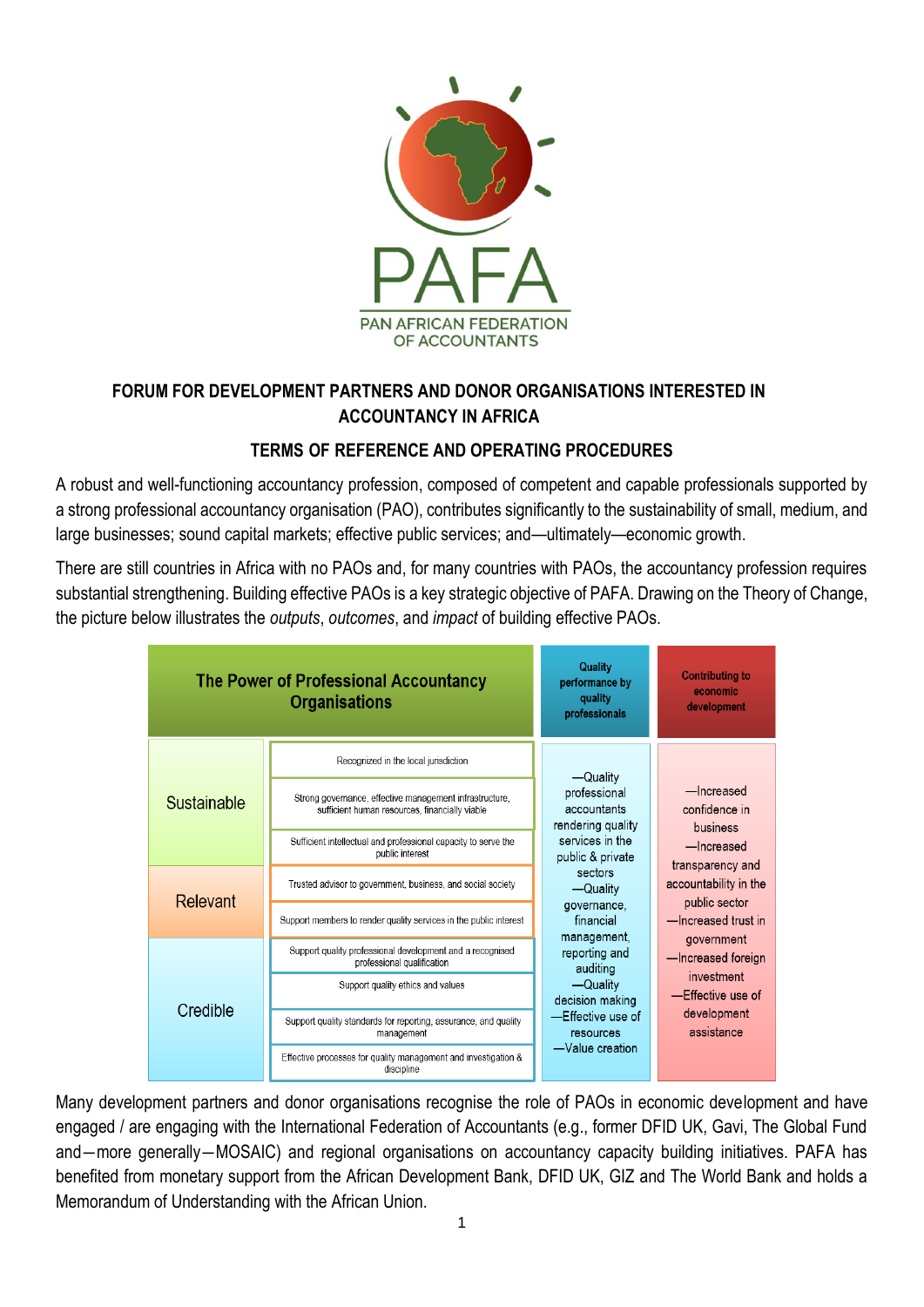PAFA

PAN AFRICAN FEDERATION OF ACCOUNTANTS

# FORUM FOR DEVELOPMENT PARTNERS AND DONOR ORGANISATIONS INTERESTED IN ACCOUNTANCY IN AFRICA

## TERMS OF REFERENCE AND OPERATING PROCEDURES

A robust and well-functioning accountancy profession, composed of competent and capable professionals supported by a strong professional accountancy organisation (PAO), contributes significantly to the sustainability of small, medium, and large businesses; sound capital markets; effective public services; and—ultimately—economic growth.

There are still countries in Africa with no PAOs and, for many countries with PAOs, the accountancy profession requires substantial strengthening. Building effective PAOs is a key strategic objective of PAFA. Drawing on the Theory of Change, the picture below illustrates the *outputs*, *outcomes*, and *impact* of building effective PAOs.

| The Power of Professional Accountancy Organisations | | Quality performance by quality professionals | Contributing to economic development |
|---|---|---|---|
| Sustainable | Recognized in the local jurisdiction | —Quality professional accountants rendering quality services in the public & private sectors<br>—Quality governance, financial management, reporting and auditing<br>—Quality decision making<br>—Effective use of resources<br>—Value creation | —Increased confidence in business<br>—Increased transparency and accountability in the public sector<br>—Increased trust in government<br>—Increased foreign investment<br>—Effective use of development assistance |
| | Strong governance, effective management infrastructure, sufficient human resources, financially viable | | |
| | Sufficient intellectual and professional capacity to serve the public interest | | |
| Relevant | Trusted advisor to government, business, and social society | | |
| | Support members to render quality services in the public interest | | |
| Credible | Support quality professional development and a recognised professional qualification | | |
| | Support quality ethics and values | | |
| | Support quality standards for reporting, assurance, and quality management | | |
| | Effective processes for quality management and investigation & discipline | | |

Many development partners and donor organisations recognise the role of PAOs in economic development and have engaged / are engaging with the International Federation of Accountants (e.g., former DFID UK, Gavi, The Global Fund and—more generally—MOSAIC) and regional organisations on accountancy capacity building initiatives. PAFA has benefited from monetary support from the African Development Bank, DFID UK, GIZ and The World Bank and holds a Memorandum of Understanding with the African Union.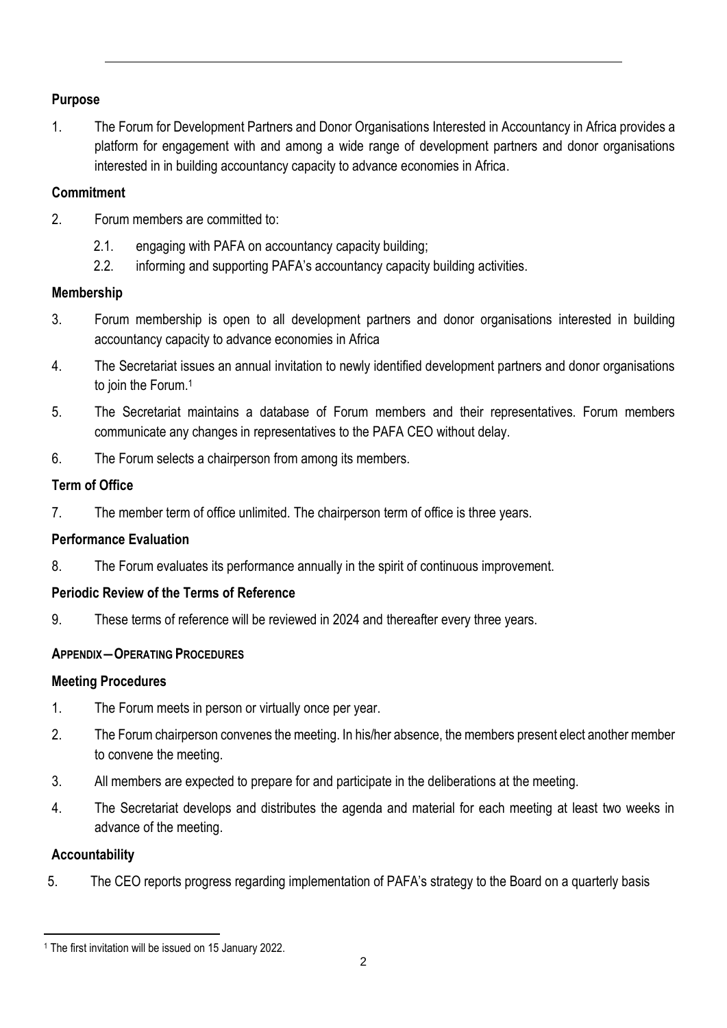## Purpose

1. The Forum for Development Partners and Donor Organisations Interested in Accountancy in Africa provides a platform for engagement with and among a wide range of development partners and donor organisations interested in in building accountancy capacity to advance economies in Africa.

## Commitment

2. Forum members are committed to:

    2.1. engaging with PAFA on accountancy capacity building;

    2.2. informing and supporting PAFA's accountancy capacity building activities.

## Membership

3. Forum membership is open to all development partners and donor organisations interested in building accountancy capacity to advance economies in Africa

4. The Secretariat issues an annual invitation to newly identified development partners and donor organisations to join the Forum.[1]

5. The Secretariat maintains a database of Forum members and their representatives. Forum members communicate any changes in representatives to the PAFA CEO without delay.

6. The Forum selects a chairperson from among its members.

## Term of Office

7. The member term of office unlimited. The chairperson term of office is three years.

## Performance Evaluation

8. The Forum evaluates its performance annually in the spirit of continuous improvement.

## Periodic Review of the Terms of Reference

9. These terms of reference will be reviewed in 2024 and thereafter every three years.

## APPENDIX—OPERATING PROCEDURES

## Meeting Procedures

1. The Forum meets in person or virtually once per year.

2. The Forum chairperson convenes the meeting. In his/her absence, the members present elect another member to convene the meeting.

3. All members are expected to prepare for and participate in the deliberations at the meeting.

4. The Secretariat develops and distributes the agenda and material for each meeting at least two weeks in advance of the meeting.

## Accountability

5. The CEO reports progress regarding implementation of PAFA's strategy to the Board on a quarterly basis

---

[1] The first invitation will be issued on 15 January 2022.